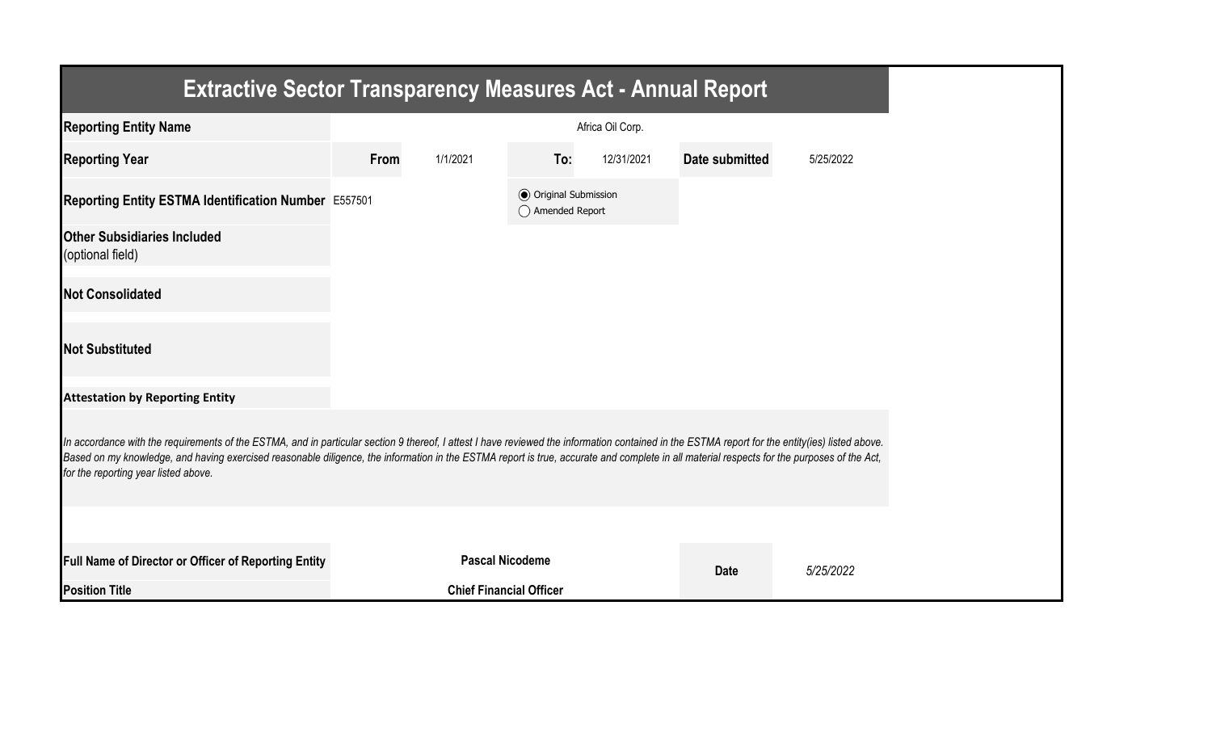# Extractive Sector Transparency Measures Act - Annual Report

| | | | | | | |
|---|---|---|---|---|---|---|
| **Reporting Entity Name** | Africa Oil Corp. | | | | | |
| **Reporting Year** | **From** | 1/1/2021 | **To:** | 12/31/2021 | **Date submitted** | 5/25/2022 |
| **Reporting Entity ESTMA Identification Number** | E557501 | | ◉ Original Submission ◯ Amended Report | | | |
| **Other Subsidiaries Included** (optional field) | | | | | | |
| **Not Consolidated** | | | | | | |
| **Not Substituted** | | | | | | |

**Attestation by Reporting Entity**

*In accordance with the requirements of the ESTMA, and in particular section 9 thereof, I attest I have reviewed the information contained in the ESTMA report for the entity(ies) listed above. Based on my knowledge, and having exercised reasonable diligence, the information in the ESTMA report is true, accurate and complete in all material respects for the purposes of the Act, for the reporting year listed above.*

| | | | |
|---|---|---|---|
| **Full Name of Director or Officer of Reporting Entity** | **Pascal Nicodeme** | **Date** | *5/25/2022* |
| **Position Title** | **Chief Financial Officer** | | |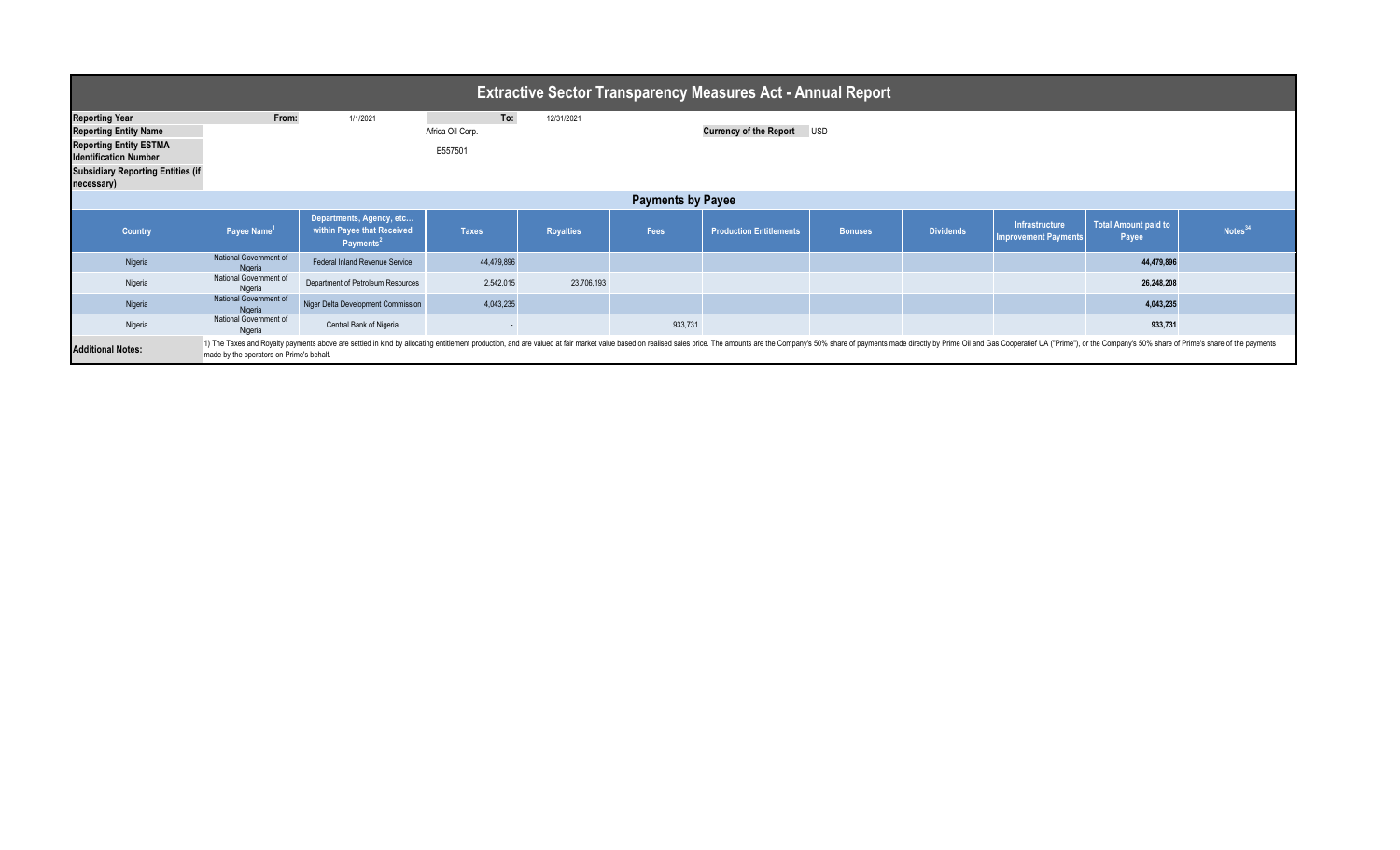# Extractive Sector Transparency Measures Act - Annual Report

| | | | | |
|---|---|---|---|---|
| **Reporting Year** | From: | 1/1/2021 | To: | 12/31/2021 |
| **Reporting Entity Name** | | Africa Oil Corp. | | |
| **Reporting Entity ESTMA Identification Number** | | E557501 | | |
| **Subsidiary Reporting Entities (if necessary)** | | | | |

**Currency of the Report** USD

## Payments by Payee

| Country | Payee Name[1] | Departments, Agency, etc... within Payee that Received Payments[2] | Taxes | Royalties | Fees | Production Entitlements | Bonuses | Dividends | Infrastructure Improvement Payments | Total Amount paid to Payee | Notes[34] |
|---|---|---|---|---|---|---|---|---|---|---|---|
| Nigeria | National Government of Nigeria | Federal Inland Revenue Service | 44,479,896 | | | | | | | **44,479,896** | |
| Nigeria | National Government of Nigeria | Department of Petroleum Resources | 2,542,015 | 23,706,193 | | | | | | **26,248,208** | |
| Nigeria | National Government of Nigeria | Niger Delta Development Commission | 4,043,235 | | | | | | | **4,043,235** | |
| Nigeria | National Government of Nigeria | Central Bank of Nigeria | - | | 933,731 | | | | | **933,731** | |

**Additional Notes:** 1) The Taxes and Royalty payments above are settled in kind by allocating entitlement production, and are valued at fair market value based on realised sales price. The amounts are the Company's 50% share of payments made directly by Prime Oil and Gas Cooperatief UA ("Prime"), or the Company's 50% share of Prime's share of the payments made by the operators on Prime's behalf.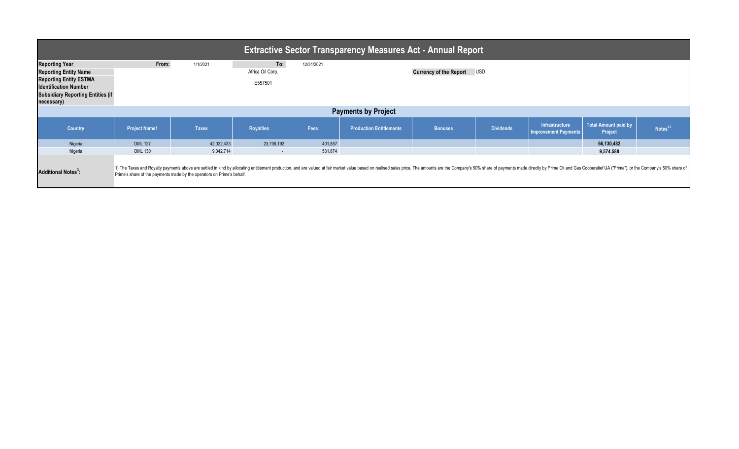# Extractive Sector Transparency Measures Act - Annual Report

| | | | | | | |
|---|---|---|---|---|---|---|
| **Reporting Year** | From: | 1/1/2021 | To: | 12/31/2021 | | |
| **Reporting Entity Name** | | | Africa Oil Corp. | | **Currency of the Report** | USD |
| **Reporting Entity ESTMA Identification Number** | | | E557501 | | | |
| **Subsidiary Reporting Entities (if necessary)** | | | | | | |

## Payments by Project

| Country | Project Name1 | Taxes | Royalties | Fees | Production Entitlements | Bonuses | Dividends | Infrastructure Improvement Payments | Total Amount paid by Project | Notes[23] |
|---|---|---|---|---|---|---|---|---|---|---|
| Nigeria | OML 127 | 42,022,433 | 23,706,192 | 401,857 | | | | | **66,130,482** | |
| Nigeria | OML 130 | 9,042,714 | - | 531,874 | | | | | **9,574,588** | |

**Additional Notes[3]:**

1) The Taxes and Royalty payments above are settled in kind by allocating entitlement production, and are valued at fair market value based on realised sales price. The amounts are the Company's 50% share of payments made directly by Prime Oil and Gas Cooperatief UA ("Prime"), or the Company's 50% share of Prime's share of the payments made by the operators on Prime's behalf.